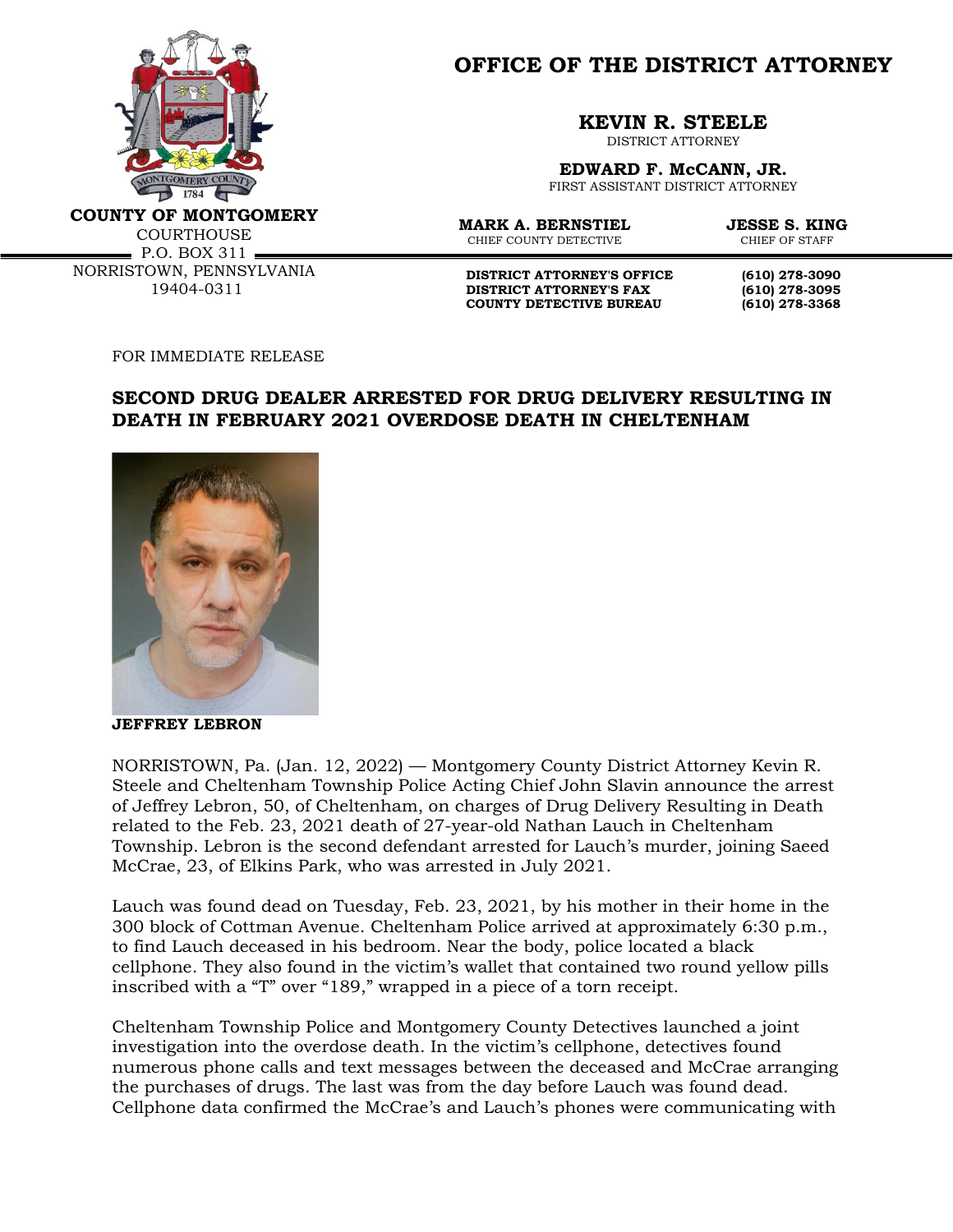**COUNTY OF MONTGOMERY**
COURTHOUSE
P.O. BOX 311
NORRISTOWN, PENNSYLVANIA
19404-0311

# OFFICE OF THE DISTRICT ATTORNEY

**KEVIN R. STEELE**
DISTRICT ATTORNEY

**EDWARD F. McCANN, JR.**
FIRST ASSISTANT DISTRICT ATTORNEY

**MARK A. BERNSTIEL**
CHIEF COUNTY DETECTIVE

**JESSE S. KING**
CHIEF OF STAFF

| | |
|---|---|
| **DISTRICT ATTORNEY'S OFFICE** | **(610) 278-3090** |
| **DISTRICT ATTORNEY'S FAX** | **(610) 278-3095** |
| **COUNTY DETECTIVE BUREAU** | **(610) 278-3368** |

FOR IMMEDIATE RELEASE

## SECOND DRUG DEALER ARRESTED FOR DRUG DELIVERY RESULTING IN DEATH IN FEBRUARY 2021 OVERDOSE DEATH IN CHELTENHAM

**JEFFREY LEBRON**

NORRISTOWN, Pa. (Jan. 12, 2022) — Montgomery County District Attorney Kevin R. Steele and Cheltenham Township Police Acting Chief John Slavin announce the arrest of Jeffrey Lebron, 50, of Cheltenham, on charges of Drug Delivery Resulting in Death related to the Feb. 23, 2021 death of 27-year-old Nathan Lauch in Cheltenham Township. Lebron is the second defendant arrested for Lauch's murder, joining Saeed McCrae, 23, of Elkins Park, who was arrested in July 2021.

Lauch was found dead on Tuesday, Feb. 23, 2021, by his mother in their home in the 300 block of Cottman Avenue. Cheltenham Police arrived at approximately 6:30 p.m., to find Lauch deceased in his bedroom. Near the body, police located a black cellphone. They also found in the victim's wallet that contained two round yellow pills inscribed with a "T" over "189," wrapped in a piece of a torn receipt.

Cheltenham Township Police and Montgomery County Detectives launched a joint investigation into the overdose death. In the victim's cellphone, detectives found numerous phone calls and text messages between the deceased and McCrae arranging the purchases of drugs. The last was from the day before Lauch was found dead. Cellphone data confirmed the McCrae's and Lauch's phones were communicating with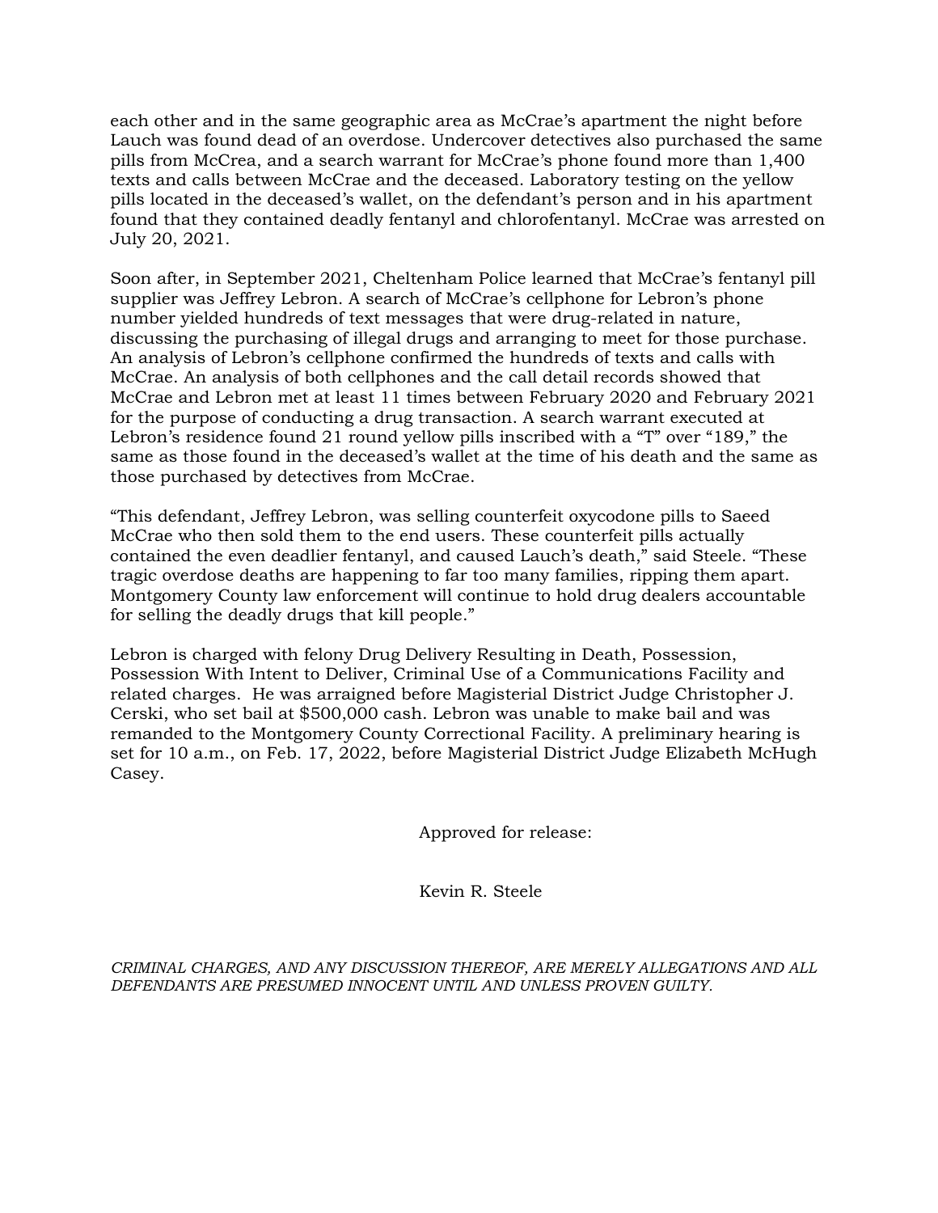each other and in the same geographic area as McCrae's apartment the night before Lauch was found dead of an overdose. Undercover detectives also purchased the same pills from McCrea, and a search warrant for McCrae's phone found more than 1,400 texts and calls between McCrae and the deceased. Laboratory testing on the yellow pills located in the deceased's wallet, on the defendant's person and in his apartment found that they contained deadly fentanyl and chlorofentanyl. McCrae was arrested on July 20, 2021.

Soon after, in September 2021, Cheltenham Police learned that McCrae's fentanyl pill supplier was Jeffrey Lebron. A search of McCrae's cellphone for Lebron's phone number yielded hundreds of text messages that were drug-related in nature, discussing the purchasing of illegal drugs and arranging to meet for those purchase. An analysis of Lebron's cellphone confirmed the hundreds of texts and calls with McCrae. An analysis of both cellphones and the call detail records showed that McCrae and Lebron met at least 11 times between February 2020 and February 2021 for the purpose of conducting a drug transaction. A search warrant executed at Lebron's residence found 21 round yellow pills inscribed with a "T" over "189," the same as those found in the deceased's wallet at the time of his death and the same as those purchased by detectives from McCrae.

"This defendant, Jeffrey Lebron, was selling counterfeit oxycodone pills to Saeed McCrae who then sold them to the end users. These counterfeit pills actually contained the even deadlier fentanyl, and caused Lauch's death," said Steele. "These tragic overdose deaths are happening to far too many families, ripping them apart. Montgomery County law enforcement will continue to hold drug dealers accountable for selling the deadly drugs that kill people."

Lebron is charged with felony Drug Delivery Resulting in Death, Possession, Possession With Intent to Deliver, Criminal Use of a Communications Facility and related charges. He was arraigned before Magisterial District Judge Christopher J. Cerski, who set bail at $500,000 cash. Lebron was unable to make bail and was remanded to the Montgomery County Correctional Facility. A preliminary hearing is set for 10 a.m., on Feb. 17, 2022, before Magisterial District Judge Elizabeth McHugh Casey.

Approved for release:

Kevin R. Steele

*CRIMINAL CHARGES, AND ANY DISCUSSION THEREOF, ARE MERELY ALLEGATIONS AND ALL DEFENDANTS ARE PRESUMED INNOCENT UNTIL AND UNLESS PROVEN GUILTY.*